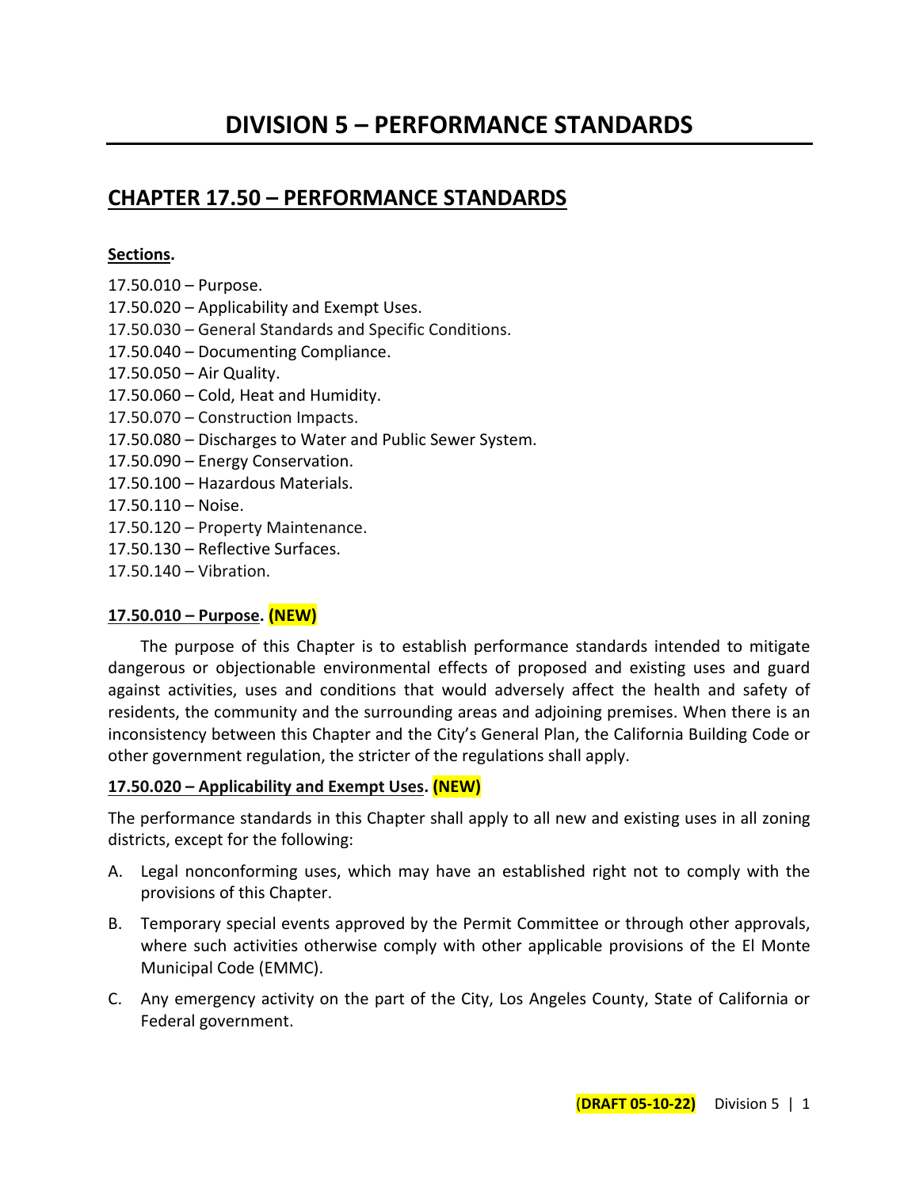# DIVISION 5 – PERFORMANCE STANDARDS

## CHAPTER 17.50 – PERFORMANCE STANDARDS

**Sections.**

17.50.010 – Purpose.
17.50.020 – Applicability and Exempt Uses.
17.50.030 – General Standards and Specific Conditions.
17.50.040 – Documenting Compliance.
17.50.050 – Air Quality.
17.50.060 – Cold, Heat and Humidity.
17.50.070 – Construction Impacts.
17.50.080 – Discharges to Water and Public Sewer System.
17.50.090 – Energy Conservation.
17.50.100 – Hazardous Materials.
17.50.110 – Noise.
17.50.120 – Property Maintenance.
17.50.130 – Reflective Surfaces.
17.50.140 – Vibration.

### 17.50.010 – Purpose. (NEW)

The purpose of this Chapter is to establish performance standards intended to mitigate dangerous or objectionable environmental effects of proposed and existing uses and guard against activities, uses and conditions that would adversely affect the health and safety of residents, the community and the surrounding areas and adjoining premises. When there is an inconsistency between this Chapter and the City's General Plan, the California Building Code or other government regulation, the stricter of the regulations shall apply.

### 17.50.020 – Applicability and Exempt Uses. (NEW)

The performance standards in this Chapter shall apply to all new and existing uses in all zoning districts, except for the following:

A. Legal nonconforming uses, which may have an established right not to comply with the provisions of this Chapter.

B. Temporary special events approved by the Permit Committee or through other approvals, where such activities otherwise comply with other applicable provisions of the El Monte Municipal Code (EMMC).

C. Any emergency activity on the part of the City, Los Angeles County, State of California or Federal government.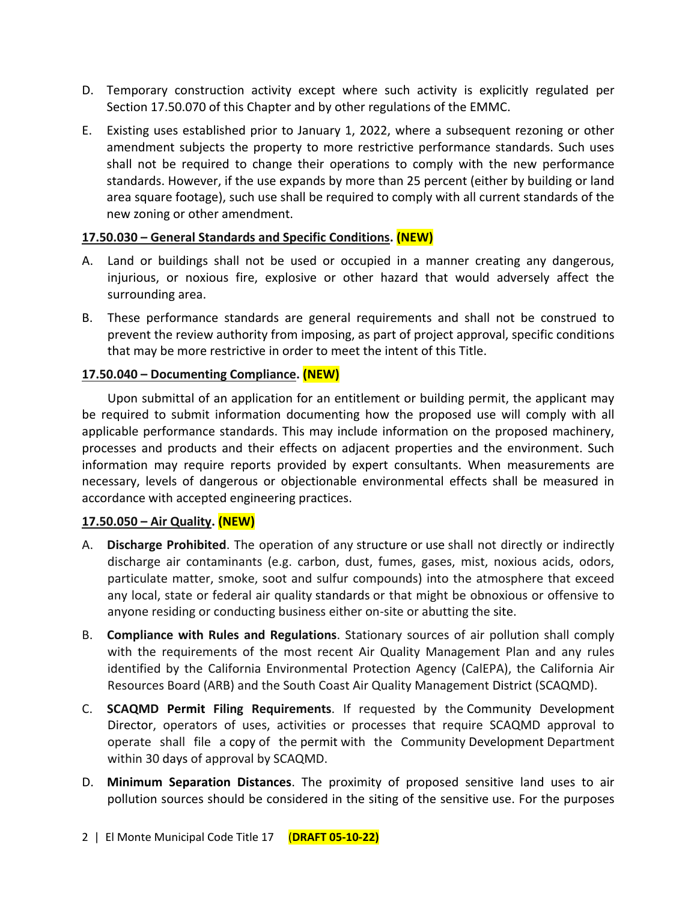D. Temporary construction activity except where such activity is explicitly regulated per Section 17.50.070 of this Chapter and by other regulations of the EMMC.

E. Existing uses established prior to January 1, 2022, where a subsequent rezoning or other amendment subjects the property to more restrictive performance standards. Such uses shall not be required to change their operations to comply with the new performance standards. However, if the use expands by more than 25 percent (either by building or land area square footage), such use shall be required to comply with all current standards of the new zoning or other amendment.

**17.50.030 – General Standards and Specific Conditions. (NEW)**

A. Land or buildings shall not be used or occupied in a manner creating any dangerous, injurious, or noxious fire, explosive or other hazard that would adversely affect the surrounding area.

B. These performance standards are general requirements and shall not be construed to prevent the review authority from imposing, as part of project approval, specific conditions that may be more restrictive in order to meet the intent of this Title.

**17.50.040 – Documenting Compliance. (NEW)**

Upon submittal of an application for an entitlement or building permit, the applicant may be required to submit information documenting how the proposed use will comply with all applicable performance standards. This may include information on the proposed machinery, processes and products and their effects on adjacent properties and the environment. Such information may require reports provided by expert consultants. When measurements are necessary, levels of dangerous or objectionable environmental effects shall be measured in accordance with accepted engineering practices.

**17.50.050 – Air Quality. (NEW)**

A. **Discharge Prohibited**. The operation of any structure or use shall not directly or indirectly discharge air contaminants (e.g. carbon, dust, fumes, gases, mist, noxious acids, odors, particulate matter, smoke, soot and sulfur compounds) into the atmosphere that exceed any local, state or federal air quality standards or that might be obnoxious or offensive to anyone residing or conducting business either on-site or abutting the site.

B. **Compliance with Rules and Regulations**. Stationary sources of air pollution shall comply with the requirements of the most recent Air Quality Management Plan and any rules identified by the California Environmental Protection Agency (CalEPA), the California Air Resources Board (ARB) and the South Coast Air Quality Management District (SCAQMD).

C. **SCAQMD Permit Filing Requirements**. If requested by the Community Development Director, operators of uses, activities or processes that require SCAQMD approval to operate shall file a copy of the permit with the Community Development Department within 30 days of approval by SCAQMD.

D. **Minimum Separation Distances**. The proximity of proposed sensitive land uses to air pollution sources should be considered in the siting of the sensitive use. For the purposes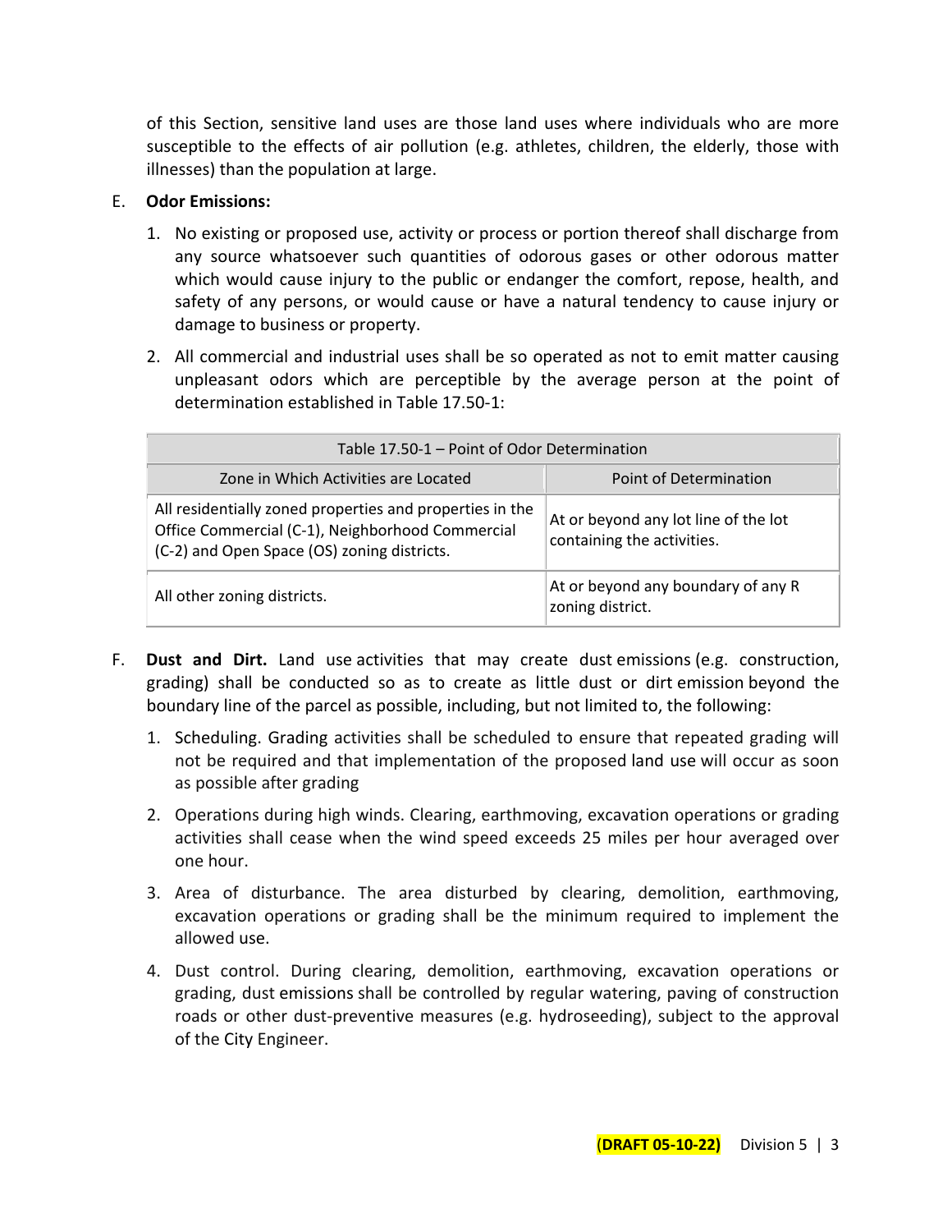of this Section, sensitive land uses are those land uses where individuals who are more susceptible to the effects of air pollution (e.g. athletes, children, the elderly, those with illnesses) than the population at large.

E. **Odor Emissions:**

1. No existing or proposed use, activity or process or portion thereof shall discharge from any source whatsoever such quantities of odorous gases or other odorous matter which would cause injury to the public or endanger the comfort, repose, health, and safety of any persons, or would cause or have a natural tendency to cause injury or damage to business or property.

2. All commercial and industrial uses shall be so operated as not to emit matter causing unpleasant odors which are perceptible by the average person at the point of determination established in Table 17.50-1:

| Table 17.50-1 – Point of Odor Determination | |
|---|---|
| Zone in Which Activities are Located | Point of Determination |
| All residentially zoned properties and properties in the Office Commercial (C-1), Neighborhood Commercial (C-2) and Open Space (OS) zoning districts. | At or beyond any lot line of the lot containing the activities. |
| All other zoning districts. | At or beyond any boundary of any R zoning district. |

F. **Dust and Dirt.** Land use activities that may create dust emissions (e.g. construction, grading) shall be conducted so as to create as little dust or dirt emission beyond the boundary line of the parcel as possible, including, but not limited to, the following:

1. Scheduling. Grading activities shall be scheduled to ensure that repeated grading will not be required and that implementation of the proposed land use will occur as soon as possible after grading

2. Operations during high winds. Clearing, earthmoving, excavation operations or grading activities shall cease when the wind speed exceeds 25 miles per hour averaged over one hour.

3. Area of disturbance. The area disturbed by clearing, demolition, earthmoving, excavation operations or grading shall be the minimum required to implement the allowed use.

4. Dust control. During clearing, demolition, earthmoving, excavation operations or grading, dust emissions shall be controlled by regular watering, paving of construction roads or other dust-preventive measures (e.g. hydroseeding), subject to the approval of the City Engineer.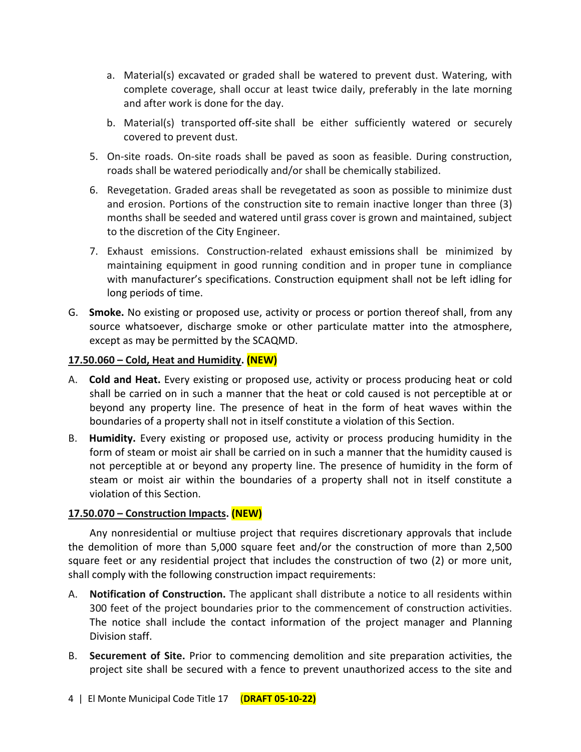a. Material(s) excavated or graded shall be watered to prevent dust. Watering, with complete coverage, shall occur at least twice daily, preferably in the late morning and after work is done for the day.

b. Material(s) transported off-site shall be either sufficiently watered or securely covered to prevent dust.

5. On-site roads. On-site roads shall be paved as soon as feasible. During construction, roads shall be watered periodically and/or shall be chemically stabilized.

6. Revegetation. Graded areas shall be revegetated as soon as possible to minimize dust and erosion. Portions of the construction site to remain inactive longer than three (3) months shall be seeded and watered until grass cover is grown and maintained, subject to the discretion of the City Engineer.

7. Exhaust emissions. Construction-related exhaust emissions shall be minimized by maintaining equipment in good running condition and in proper tune in compliance with manufacturer's specifications. Construction equipment shall not be left idling for long periods of time.

G. **Smoke.** No existing or proposed use, activity or process or portion thereof shall, from any source whatsoever, discharge smoke or other particulate matter into the atmosphere, except as may be permitted by the SCAQMD.

**17.50.060 – Cold, Heat and Humidity. (NEW)**

A. **Cold and Heat.** Every existing or proposed use, activity or process producing heat or cold shall be carried on in such a manner that the heat or cold caused is not perceptible at or beyond any property line. The presence of heat in the form of heat waves within the boundaries of a property shall not in itself constitute a violation of this Section.

B. **Humidity.** Every existing or proposed use, activity or process producing humidity in the form of steam or moist air shall be carried on in such a manner that the humidity caused is not perceptible at or beyond any property line. The presence of humidity in the form of steam or moist air within the boundaries of a property shall not in itself constitute a violation of this Section.

**17.50.070 – Construction Impacts. (NEW)**

Any nonresidential or multiuse project that requires discretionary approvals that include the demolition of more than 5,000 square feet and/or the construction of more than 2,500 square feet or any residential project that includes the construction of two (2) or more unit, shall comply with the following construction impact requirements:

A. **Notification of Construction.** The applicant shall distribute a notice to all residents within 300 feet of the project boundaries prior to the commencement of construction activities. The notice shall include the contact information of the project manager and Planning Division staff.

B. **Securement of Site.** Prior to commencing demolition and site preparation activities, the project site shall be secured with a fence to prevent unauthorized access to the site and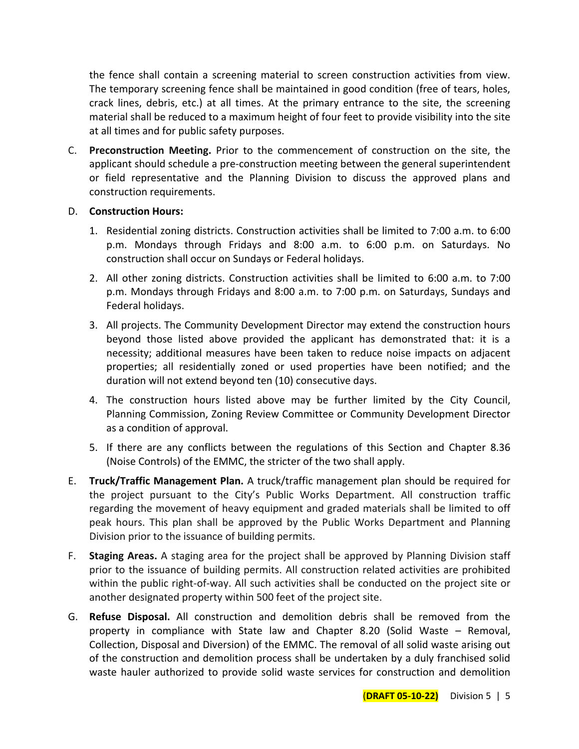the fence shall contain a screening material to screen construction activities from view. The temporary screening fence shall be maintained in good condition (free of tears, holes, crack lines, debris, etc.) at all times. At the primary entrance to the site, the screening material shall be reduced to a maximum height of four feet to provide visibility into the site at all times and for public safety purposes.

C. **Preconstruction Meeting.** Prior to the commencement of construction on the site, the applicant should schedule a pre-construction meeting between the general superintendent or field representative and the Planning Division to discuss the approved plans and construction requirements.

D. **Construction Hours:**

   1. Residential zoning districts. Construction activities shall be limited to 7:00 a.m. to 6:00 p.m. Mondays through Fridays and 8:00 a.m. to 6:00 p.m. on Saturdays. No construction shall occur on Sundays or Federal holidays.

   2. All other zoning districts. Construction activities shall be limited to 6:00 a.m. to 7:00 p.m. Mondays through Fridays and 8:00 a.m. to 7:00 p.m. on Saturdays, Sundays and Federal holidays.

   3. All projects. The Community Development Director may extend the construction hours beyond those listed above provided the applicant has demonstrated that: it is a necessity; additional measures have been taken to reduce noise impacts on adjacent properties; all residentially zoned or used properties have been notified; and the duration will not extend beyond ten (10) consecutive days.

   4. The construction hours listed above may be further limited by the City Council, Planning Commission, Zoning Review Committee or Community Development Director as a condition of approval.

   5. If there are any conflicts between the regulations of this Section and Chapter 8.36 (Noise Controls) of the EMMC, the stricter of the two shall apply.

E. **Truck/Traffic Management Plan.** A truck/traffic management plan should be required for the project pursuant to the City's Public Works Department. All construction traffic regarding the movement of heavy equipment and graded materials shall be limited to off peak hours. This plan shall be approved by the Public Works Department and Planning Division prior to the issuance of building permits.

F. **Staging Areas.** A staging area for the project shall be approved by Planning Division staff prior to the issuance of building permits. All construction related activities are prohibited within the public right-of-way. All such activities shall be conducted on the project site or another designated property within 500 feet of the project site.

G. **Refuse Disposal.** All construction and demolition debris shall be removed from the property in compliance with State law and Chapter 8.20 (Solid Waste – Removal, Collection, Disposal and Diversion) of the EMMC. The removal of all solid waste arising out of the construction and demolition process shall be undertaken by a duly franchised solid waste hauler authorized to provide solid waste services for construction and demolition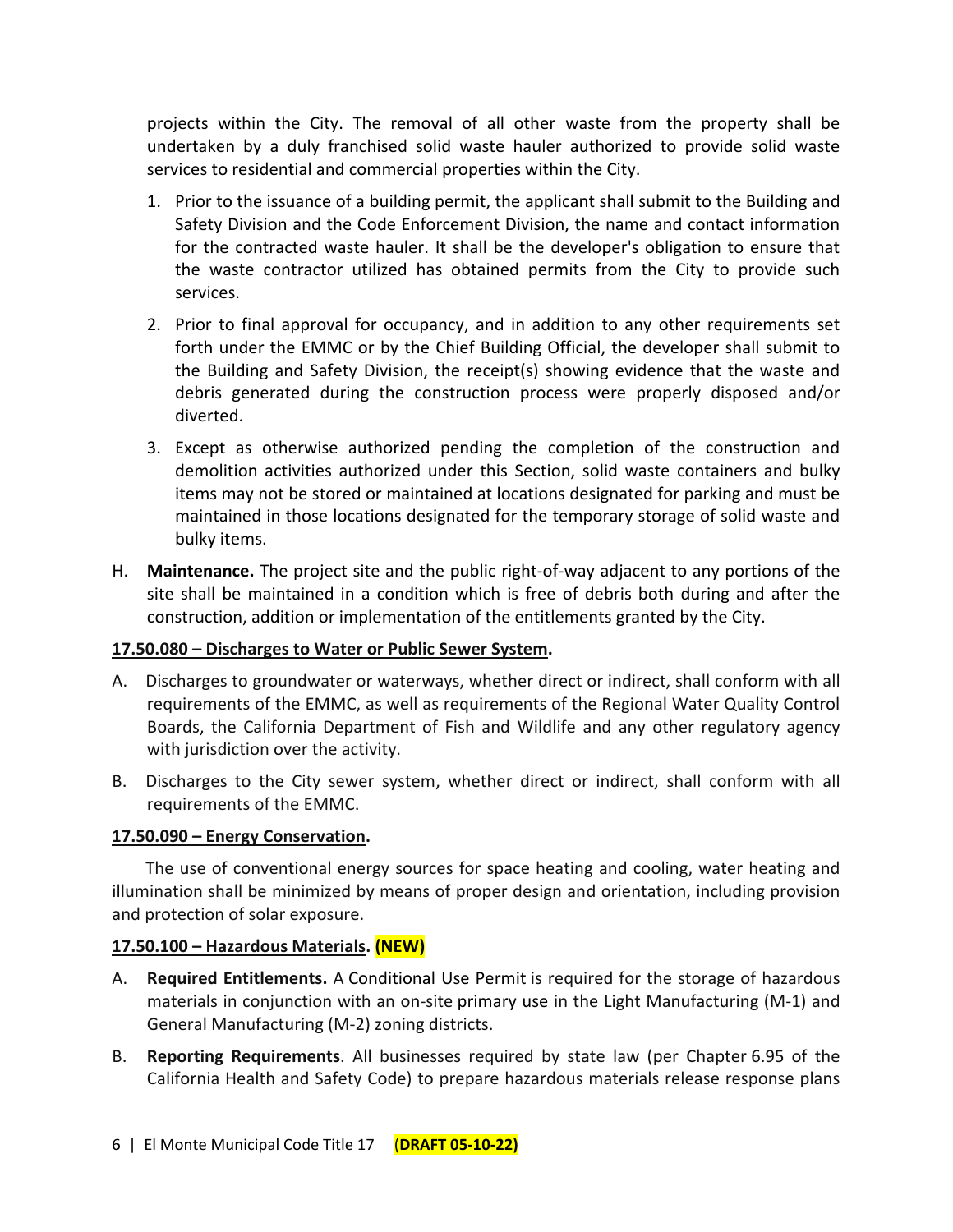projects within the City. The removal of all other waste from the property shall be undertaken by a duly franchised solid waste hauler authorized to provide solid waste services to residential and commercial properties within the City.

1. Prior to the issuance of a building permit, the applicant shall submit to the Building and Safety Division and the Code Enforcement Division, the name and contact information for the contracted waste hauler. It shall be the developer's obligation to ensure that the waste contractor utilized has obtained permits from the City to provide such services.

2. Prior to final approval for occupancy, and in addition to any other requirements set forth under the EMMC or by the Chief Building Official, the developer shall submit to the Building and Safety Division, the receipt(s) showing evidence that the waste and debris generated during the construction process were properly disposed and/or diverted.

3. Except as otherwise authorized pending the completion of the construction and demolition activities authorized under this Section, solid waste containers and bulky items may not be stored or maintained at locations designated for parking and must be maintained in those locations designated for the temporary storage of solid waste and bulky items.

H. **Maintenance.** The project site and the public right-of-way adjacent to any portions of the site shall be maintained in a condition which is free of debris both during and after the construction, addition or implementation of the entitlements granted by the City.

**17.50.080 – Discharges to Water or Public Sewer System.**

A. Discharges to groundwater or waterways, whether direct or indirect, shall conform with all requirements of the EMMC, as well as requirements of the Regional Water Quality Control Boards, the California Department of Fish and Wildlife and any other regulatory agency with jurisdiction over the activity.

B. Discharges to the City sewer system, whether direct or indirect, shall conform with all requirements of the EMMC.

**17.50.090 – Energy Conservation.**

The use of conventional energy sources for space heating and cooling, water heating and illumination shall be minimized by means of proper design and orientation, including provision and protection of solar exposure.

**17.50.100 – Hazardous Materials. (NEW)**

A. **Required Entitlements.** A Conditional Use Permit is required for the storage of hazardous materials in conjunction with an on-site primary use in the Light Manufacturing (M-1) and General Manufacturing (M-2) zoning districts.

B. **Reporting Requirements**. All businesses required by state law (per Chapter 6.95 of the California Health and Safety Code) to prepare hazardous materials release response plans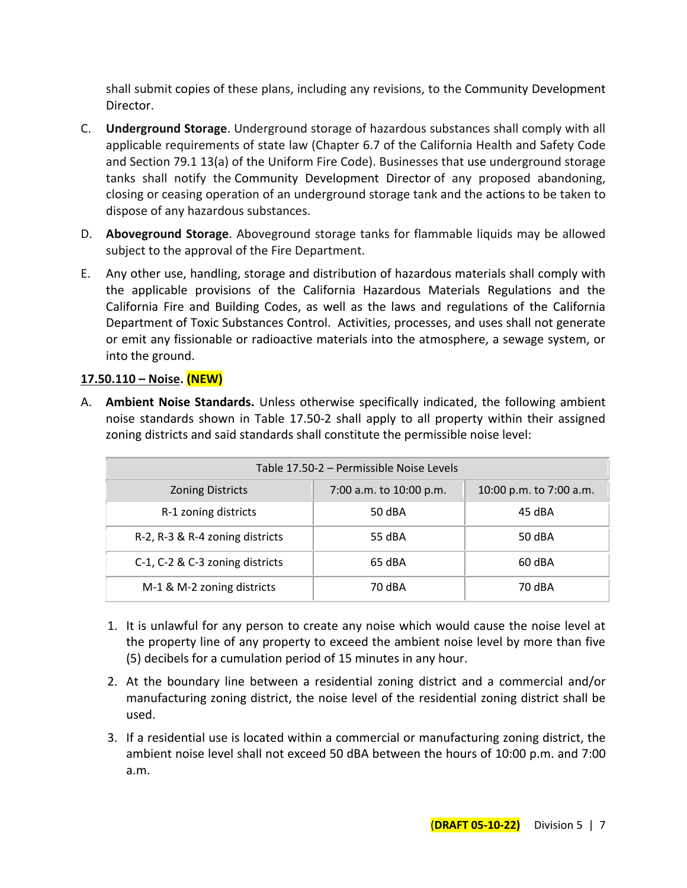shall submit copies of these plans, including any revisions, to the Community Development Director.

C. **Underground Storage**. Underground storage of hazardous substances shall comply with all applicable requirements of state law (Chapter 6.7 of the California Health and Safety Code and Section 79.1 13(a) of the Uniform Fire Code). Businesses that use underground storage tanks shall notify the Community Development Director of any proposed abandoning, closing or ceasing operation of an underground storage tank and the actions to be taken to dispose of any hazardous substances.

D. **Aboveground Storage**. Aboveground storage tanks for flammable liquids may be allowed subject to the approval of the Fire Department.

E. Any other use, handling, storage and distribution of hazardous materials shall comply with the applicable provisions of the California Hazardous Materials Regulations and the California Fire and Building Codes, as well as the laws and regulations of the California Department of Toxic Substances Control. Activities, processes, and uses shall not generate or emit any fissionable or radioactive materials into the atmosphere, a sewage system, or into the ground.

### 17.50.110 – Noise. (NEW)

A. **Ambient Noise Standards.** Unless otherwise specifically indicated, the following ambient noise standards shown in Table 17.50-2 shall apply to all property within their assigned zoning districts and said standards shall constitute the permissible noise level:

| Table 17.50-2 – Permissible Noise Levels | | |
|---|---|---|
| Zoning Districts | 7:00 a.m. to 10:00 p.m. | 10:00 p.m. to 7:00 a.m. |
| R-1 zoning districts | 50 dBA | 45 dBA |
| R-2, R-3 & R-4 zoning districts | 55 dBA | 50 dBA |
| C-1, C-2 & C-3 zoning districts | 65 dBA | 60 dBA |
| M-1 & M-2 zoning districts | 70 dBA | 70 dBA |

1. It is unlawful for any person to create any noise which would cause the noise level at the property line of any property to exceed the ambient noise level by more than five (5) decibels for a cumulation period of 15 minutes in any hour.
2. At the boundary line between a residential zoning district and a commercial and/or manufacturing zoning district, the noise level of the residential zoning district shall be used.
3. If a residential use is located within a commercial or manufacturing zoning district, the ambient noise level shall not exceed 50 dBA between the hours of 10:00 p.m. and 7:00 a.m.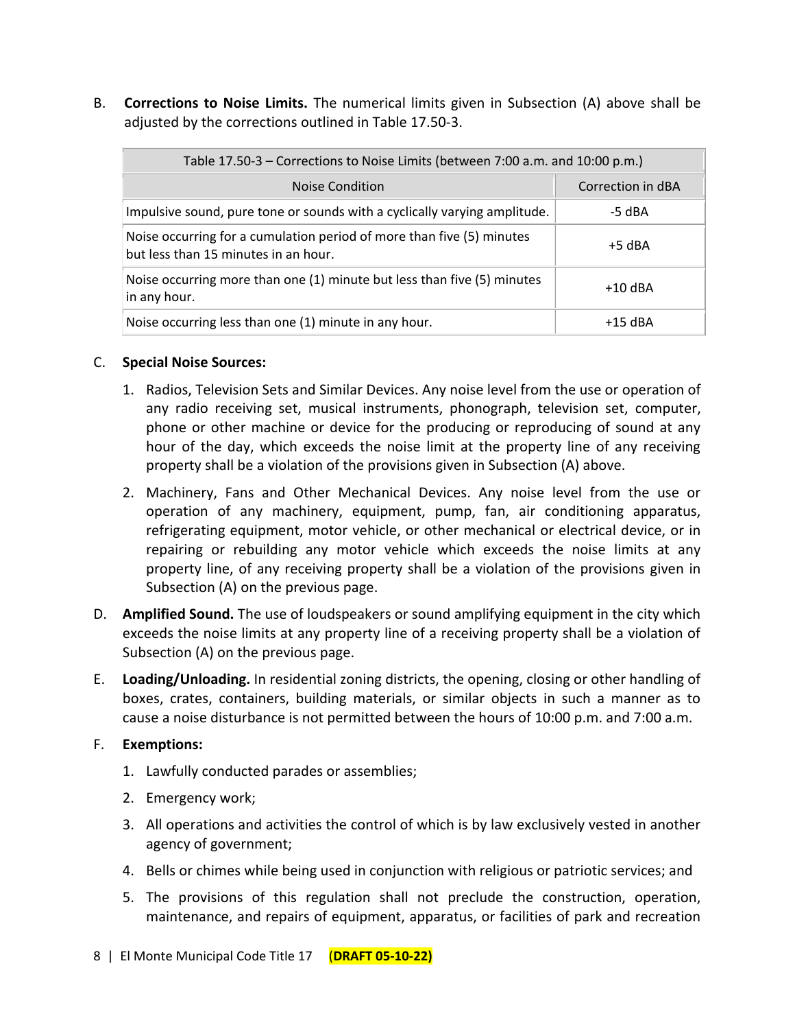B. **Corrections to Noise Limits.** The numerical limits given in Subsection (A) above shall be adjusted by the corrections outlined in Table 17.50-3.

| Table 17.50-3 – Corrections to Noise Limits (between 7:00 a.m. and 10:00 p.m.) | |
|---|---|
| Noise Condition | Correction in dBA |
| Impulsive sound, pure tone or sounds with a cyclically varying amplitude. | -5 dBA |
| Noise occurring for a cumulation period of more than five (5) minutes but less than 15 minutes in an hour. | +5 dBA |
| Noise occurring more than one (1) minute but less than five (5) minutes in any hour. | +10 dBA |
| Noise occurring less than one (1) minute in any hour. | +15 dBA |

C. **Special Noise Sources:**

1. Radios, Television Sets and Similar Devices. Any noise level from the use or operation of any radio receiving set, musical instruments, phonograph, television set, computer, phone or other machine or device for the producing or reproducing of sound at any hour of the day, which exceeds the noise limit at the property line of any receiving property shall be a violation of the provisions given in Subsection (A) above.
2. Machinery, Fans and Other Mechanical Devices. Any noise level from the use or operation of any machinery, equipment, pump, fan, air conditioning apparatus, refrigerating equipment, motor vehicle, or other mechanical or electrical device, or in repairing or rebuilding any motor vehicle which exceeds the noise limits at any property line, of any receiving property shall be a violation of the provisions given in Subsection (A) on the previous page.

D. **Amplified Sound.** The use of loudspeakers or sound amplifying equipment in the city which exceeds the noise limits at any property line of a receiving property shall be a violation of Subsection (A) on the previous page.

E. **Loading/Unloading.** In residential zoning districts, the opening, closing or other handling of boxes, crates, containers, building materials, or similar objects in such a manner as to cause a noise disturbance is not permitted between the hours of 10:00 p.m. and 7:00 a.m.

F. **Exemptions:**

1. Lawfully conducted parades or assemblies;
2. Emergency work;
3. All operations and activities the control of which is by law exclusively vested in another agency of government;
4. Bells or chimes while being used in conjunction with religious or patriotic services; and
5. The provisions of this regulation shall not preclude the construction, operation, maintenance, and repairs of equipment, apparatus, or facilities of park and recreation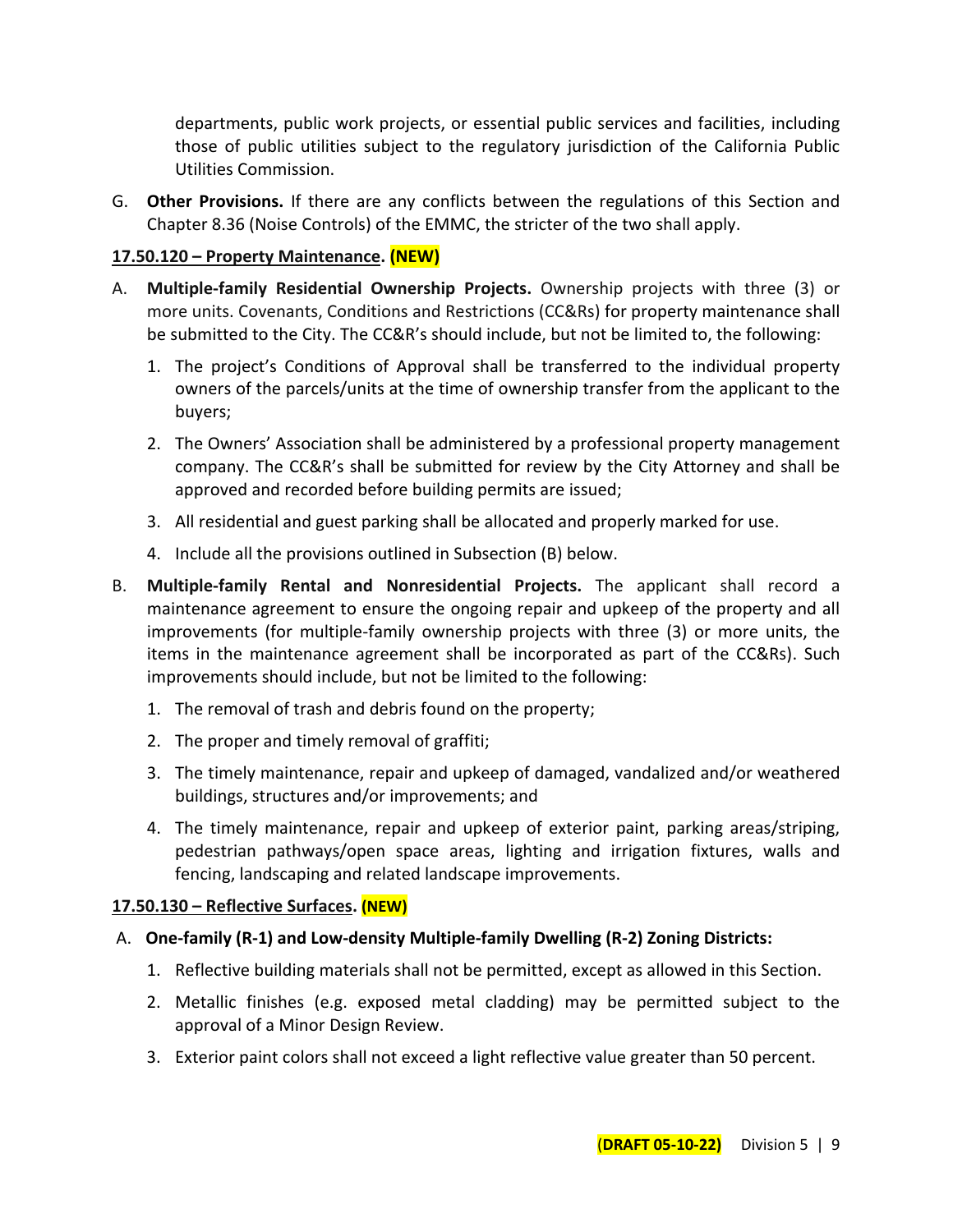departments, public work projects, or essential public services and facilities, including those of public utilities subject to the regulatory jurisdiction of the California Public Utilities Commission.

G. **Other Provisions.** If there are any conflicts between the regulations of this Section and Chapter 8.36 (Noise Controls) of the EMMC, the stricter of the two shall apply.

**17.50.120 – Property Maintenance. (NEW)**

A. **Multiple-family Residential Ownership Projects.** Ownership projects with three (3) or more units. Covenants, Conditions and Restrictions (CC&Rs) for property maintenance shall be submitted to the City. The CC&R's should include, but not be limited to, the following:

   1. The project's Conditions of Approval shall be transferred to the individual property owners of the parcels/units at the time of ownership transfer from the applicant to the buyers;
   2. The Owners' Association shall be administered by a professional property management company. The CC&R's shall be submitted for review by the City Attorney and shall be approved and recorded before building permits are issued;
   3. All residential and guest parking shall be allocated and properly marked for use.
   4. Include all the provisions outlined in Subsection (B) below.

B. **Multiple-family Rental and Nonresidential Projects.** The applicant shall record a maintenance agreement to ensure the ongoing repair and upkeep of the property and all improvements (for multiple-family ownership projects with three (3) or more units, the items in the maintenance agreement shall be incorporated as part of the CC&Rs). Such improvements should include, but not be limited to the following:

   1. The removal of trash and debris found on the property;
   2. The proper and timely removal of graffiti;
   3. The timely maintenance, repair and upkeep of damaged, vandalized and/or weathered buildings, structures and/or improvements; and
   4. The timely maintenance, repair and upkeep of exterior paint, parking areas/striping, pedestrian pathways/open space areas, lighting and irrigation fixtures, walls and fencing, landscaping and related landscape improvements.

**17.50.130 – Reflective Surfaces. (NEW)**

A. **One-family (R-1) and Low-density Multiple-family Dwelling (R-2) Zoning Districts:**

   1. Reflective building materials shall not be permitted, except as allowed in this Section.
   2. Metallic finishes (e.g. exposed metal cladding) may be permitted subject to the approval of a Minor Design Review.
   3. Exterior paint colors shall not exceed a light reflective value greater than 50 percent.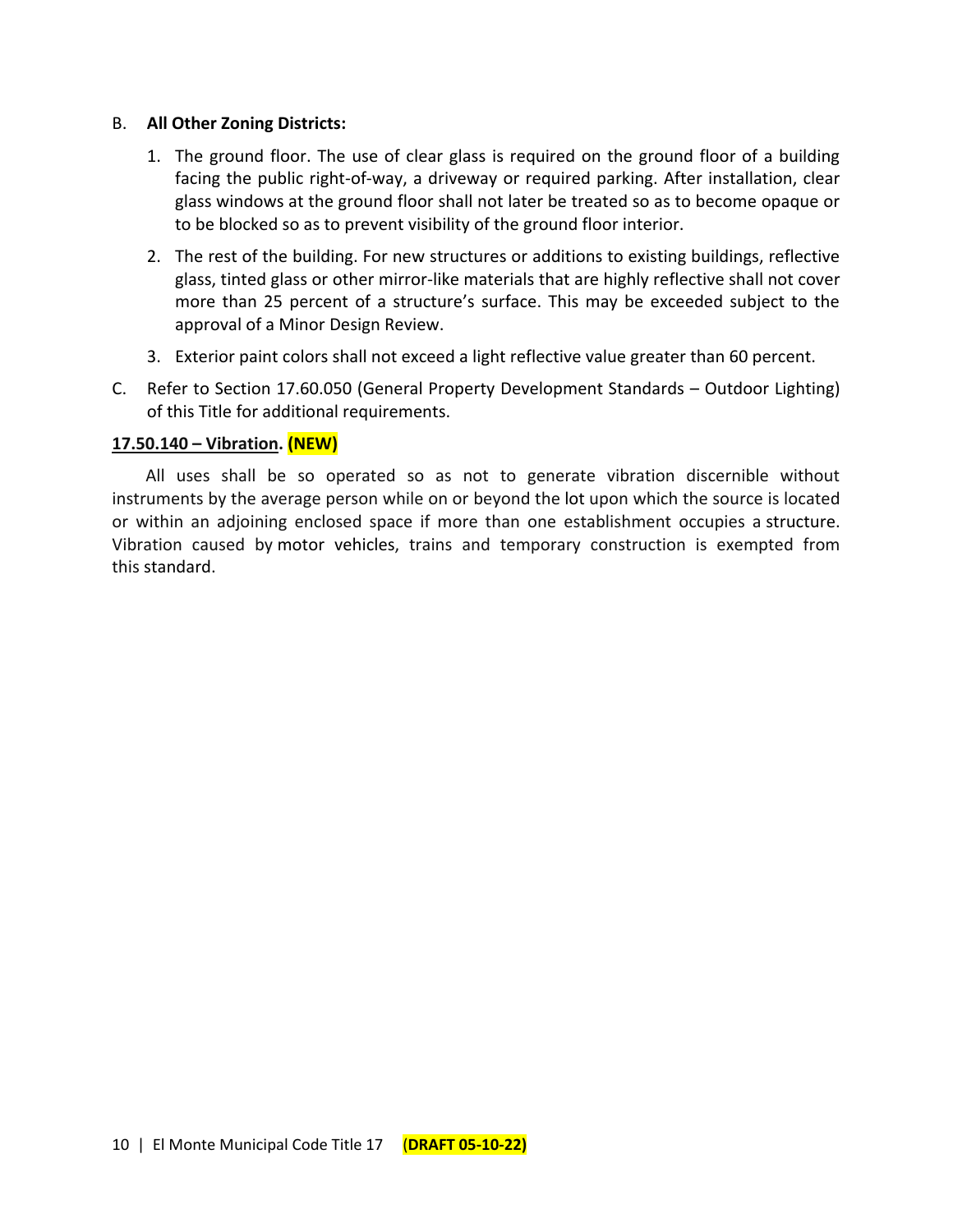B. **All Other Zoning Districts:**

1. The ground floor. The use of clear glass is required on the ground floor of a building facing the public right-of-way, a driveway or required parking. After installation, clear glass windows at the ground floor shall not later be treated so as to become opaque or to be blocked so as to prevent visibility of the ground floor interior.
2. The rest of the building. For new structures or additions to existing buildings, reflective glass, tinted glass or other mirror-like materials that are highly reflective shall not cover more than 25 percent of a structure's surface. This may be exceeded subject to the approval of a Minor Design Review.
3. Exterior paint colors shall not exceed a light reflective value greater than 60 percent.

C. Refer to Section 17.60.050 (General Property Development Standards – Outdoor Lighting) of this Title for additional requirements.

**17.50.140 – Vibration. (NEW)**

All uses shall be so operated so as not to generate vibration discernible without instruments by the average person while on or beyond the lot upon which the source is located or within an adjoining enclosed space if more than one establishment occupies a structure. Vibration caused by motor vehicles, trains and temporary construction is exempted from this standard.